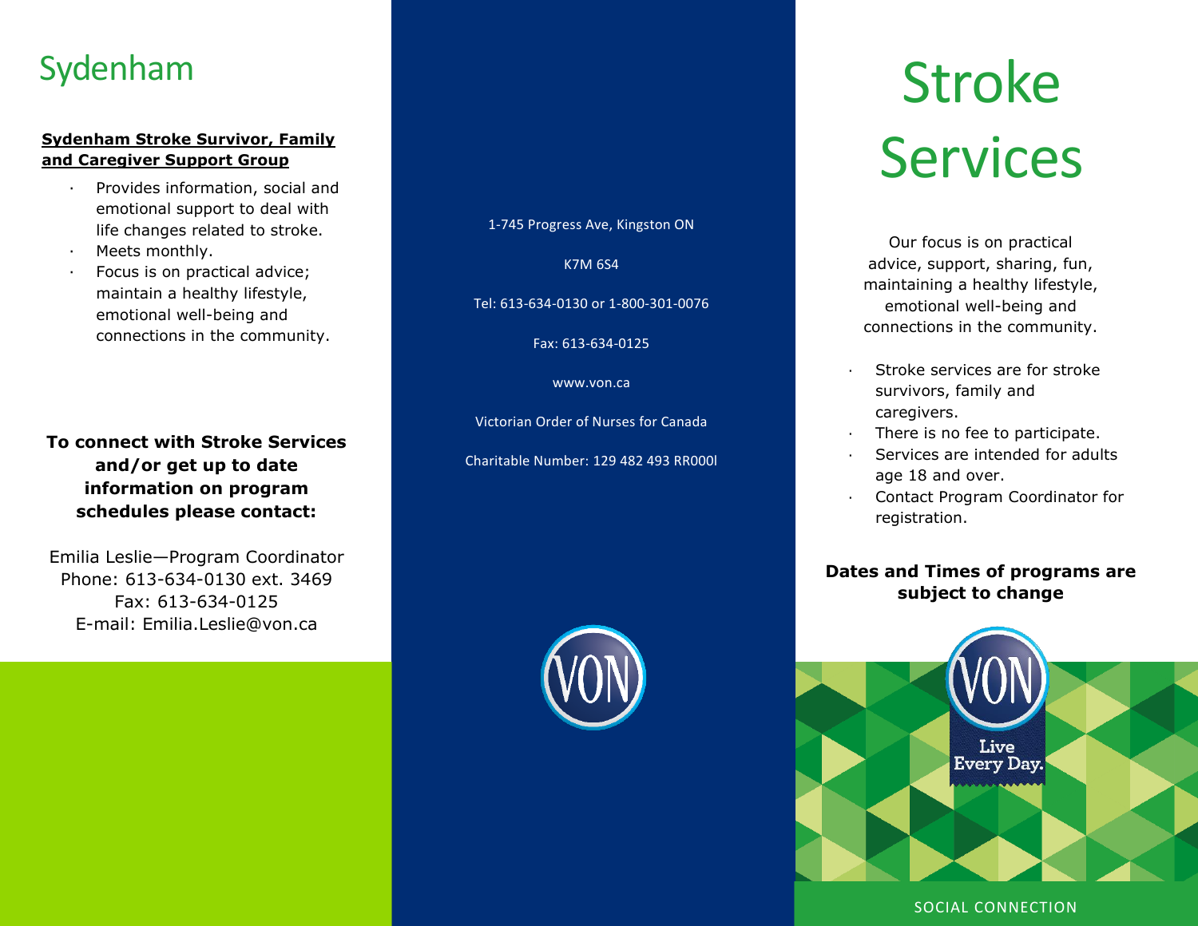# Sydenham

**Sydenham Stroke Survivor, Family and Caregiver Support Group**

- Provides information, social and emotional support to deal with life changes related to stroke.
- Meets monthly.
- Focus is on practical advice; maintain a healthy lifestyle, emotional well-being and connections in the community.

**To connect with Stroke Services and/or get up to date information on program schedules please contact:**

Emilia Leslie—Program Coordinator
Phone: 613-634-0130 ext. 3469
Fax: 613-634-0125
E-mail: Emilia.Leslie@von.ca

1-745 Progress Ave, Kingston ON

K7M 6S4

Tel: 613-634-0130 or 1-800-301-0076

Fax: 613-634-0125

www.von.ca

Victorian Order of Nurses for Canada

Charitable Number: 129 482 493 RR000l

# Stroke Services

Our focus is on practical advice, support, sharing, fun, maintaining a healthy lifestyle, emotional well-being and connections in the community.

- Stroke services are for stroke survivors, family and caregivers.
- There is no fee to participate.
- Services are intended for adults age 18 and over.
- Contact Program Coordinator for registration.

**Dates and Times of programs are subject to change**

Live Every Day.

SOCIAL CONNECTION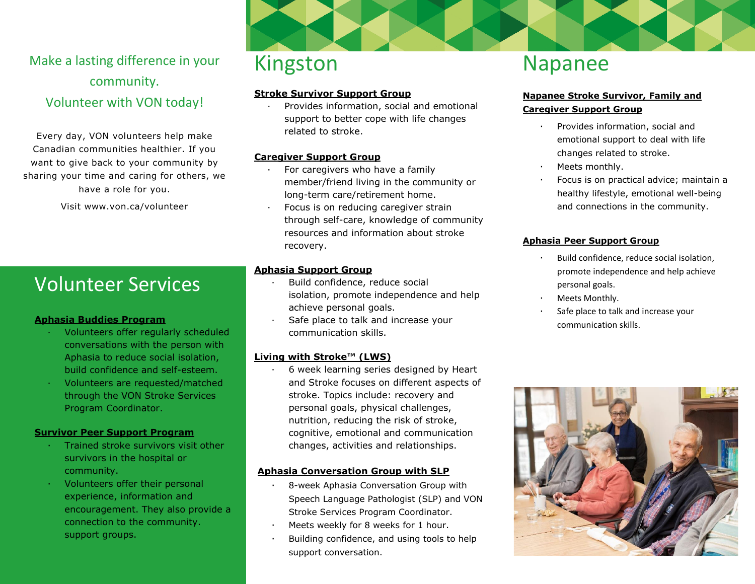Make a lasting difference in your community.
Volunteer with VON today!

Every day, VON volunteers help make Canadian communities healthier. If you want to give back to your community by sharing your time and caring for others, we have a role for you.

Visit www.von.ca/volunteer

# Volunteer Services

**Aphasia Buddies Program**

- Volunteers offer regularly scheduled conversations with the person with Aphasia to reduce social isolation, build confidence and self-esteem.
- Volunteers are requested/matched through the VON Stroke Services Program Coordinator.

**Survivor Peer Support Program**

- Trained stroke survivors visit other survivors in the hospital or community.
- Volunteers offer their personal experience, information and encouragement. They also provide a connection to the community. support groups.

# Kingston

**Stroke Survivor Support Group**

- Provides information, social and emotional support to better cope with life changes related to stroke.

**Caregiver Support Group**

- For caregivers who have a family member/friend living in the community or long-term care/retirement home.
- Focus is on reducing caregiver strain through self-care, knowledge of community resources and information about stroke recovery.

**Aphasia Support Group**

- Build confidence, reduce social isolation, promote independence and help achieve personal goals.
- Safe place to talk and increase your communication skills.

**Living with Stroke™ (LWS)**

- 6 week learning series designed by Heart and Stroke focuses on different aspects of stroke. Topics include: recovery and personal goals, physical challenges, nutrition, reducing the risk of stroke, cognitive, emotional and communication changes, activities and relationships.

**Aphasia Conversation Group with SLP**

- 8-week Aphasia Conversation Group with Speech Language Pathologist (SLP) and VON Stroke Services Program Coordinator.
- Meets weekly for 8 weeks for 1 hour.
- Building confidence, and using tools to help support conversation.

# Napanee

**Napanee Stroke Survivor, Family and Caregiver Support Group**

- Provides information, social and emotional support to deal with life changes related to stroke.
- Meets monthly.
- Focus is on practical advice; maintain a healthy lifestyle, emotional well-being and connections in the community.

**Aphasia Peer Support Group**

- Build confidence, reduce social isolation, promote independence and help achieve personal goals.
- Meets Monthly.
- Safe place to talk and increase your communication skills.